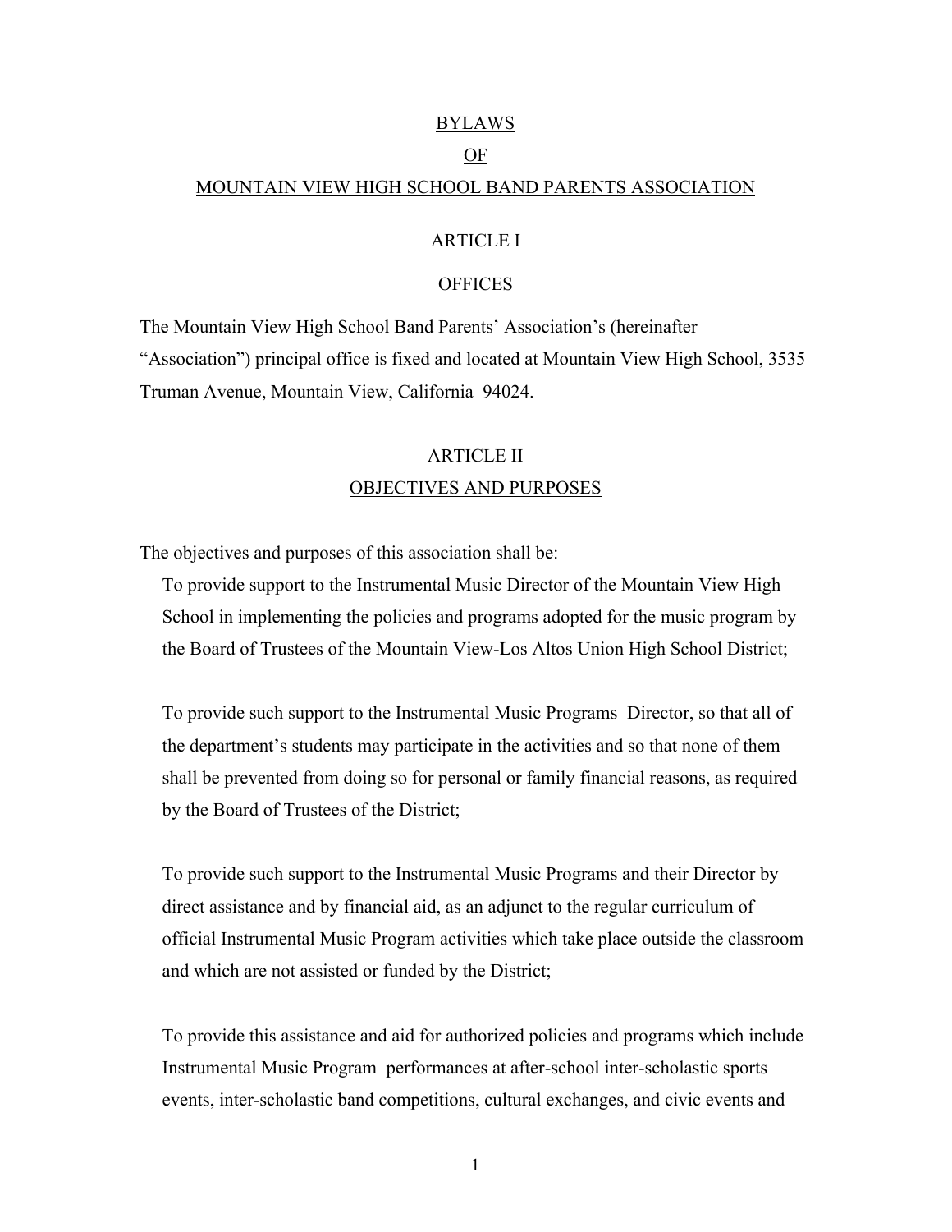# BYLAWS

# OF

# MOUNTAIN VIEW HIGH SCHOOL BAND PARENTS ASSOCIATION

## ARTICLE I

## OFFICES

The Mountain View High School Band Parents' Association's (hereinafter "Association") principal office is fixed and located at Mountain View High School, 3535 Truman Avenue, Mountain View, California 94024.

## ARTICLE II

## OBJECTIVES AND PURPOSES

The objectives and purposes of this association shall be:

To provide support to the Instrumental Music Director of the Mountain View High School in implementing the policies and programs adopted for the music program by the Board of Trustees of the Mountain View-Los Altos Union High School District;

To provide such support to the Instrumental Music Programs Director, so that all of the department's students may participate in the activities and so that none of them shall be prevented from doing so for personal or family financial reasons, as required by the Board of Trustees of the District;

To provide such support to the Instrumental Music Programs and their Director by direct assistance and by financial aid, as an adjunct to the regular curriculum of official Instrumental Music Program activities which take place outside the classroom and which are not assisted or funded by the District;

To provide this assistance and aid for authorized policies and programs which include Instrumental Music Program performances at after-school inter-scholastic sports events, inter-scholastic band competitions, cultural exchanges, and civic events and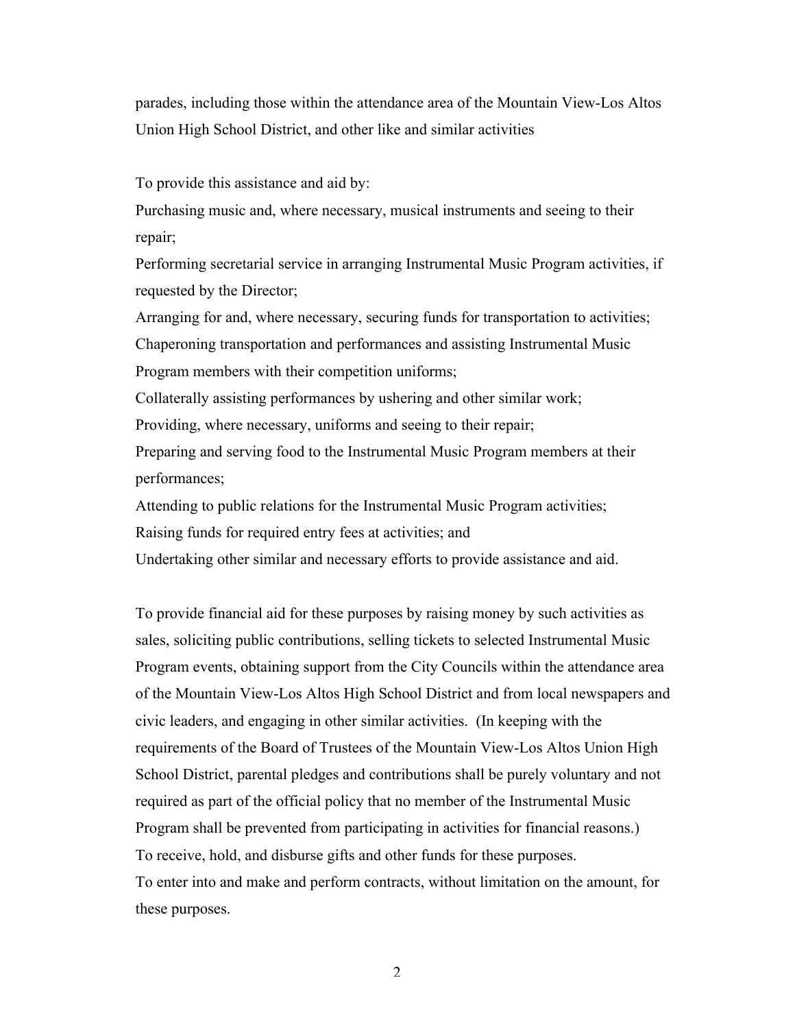parades, including those within the attendance area of the Mountain View-Los Altos Union High School District, and other like and similar activities

To provide this assistance and aid by:

Purchasing music and, where necessary, musical instruments and seeing to their repair;

Performing secretarial service in arranging Instrumental Music Program activities, if requested by the Director;

Arranging for and, where necessary, securing funds for transportation to activities;

Chaperoning transportation and performances and assisting Instrumental Music Program members with their competition uniforms;

Collaterally assisting performances by ushering and other similar work;

Providing, where necessary, uniforms and seeing to their repair;

Preparing and serving food to the Instrumental Music Program members at their performances;

Attending to public relations for the Instrumental Music Program activities;

Raising funds for required entry fees at activities; and

Undertaking other similar and necessary efforts to provide assistance and aid.

To provide financial aid for these purposes by raising money by such activities as sales, soliciting public contributions, selling tickets to selected Instrumental Music Program events, obtaining support from the City Councils within the attendance area of the Mountain View-Los Altos High School District and from local newspapers and civic leaders, and engaging in other similar activities. (In keeping with the requirements of the Board of Trustees of the Mountain View-Los Altos Union High School District, parental pledges and contributions shall be purely voluntary and not required as part of the official policy that no member of the Instrumental Music Program shall be prevented from participating in activities for financial reasons.)

To receive, hold, and disburse gifts and other funds for these purposes.

To enter into and make and perform contracts, without limitation on the amount, for these purposes.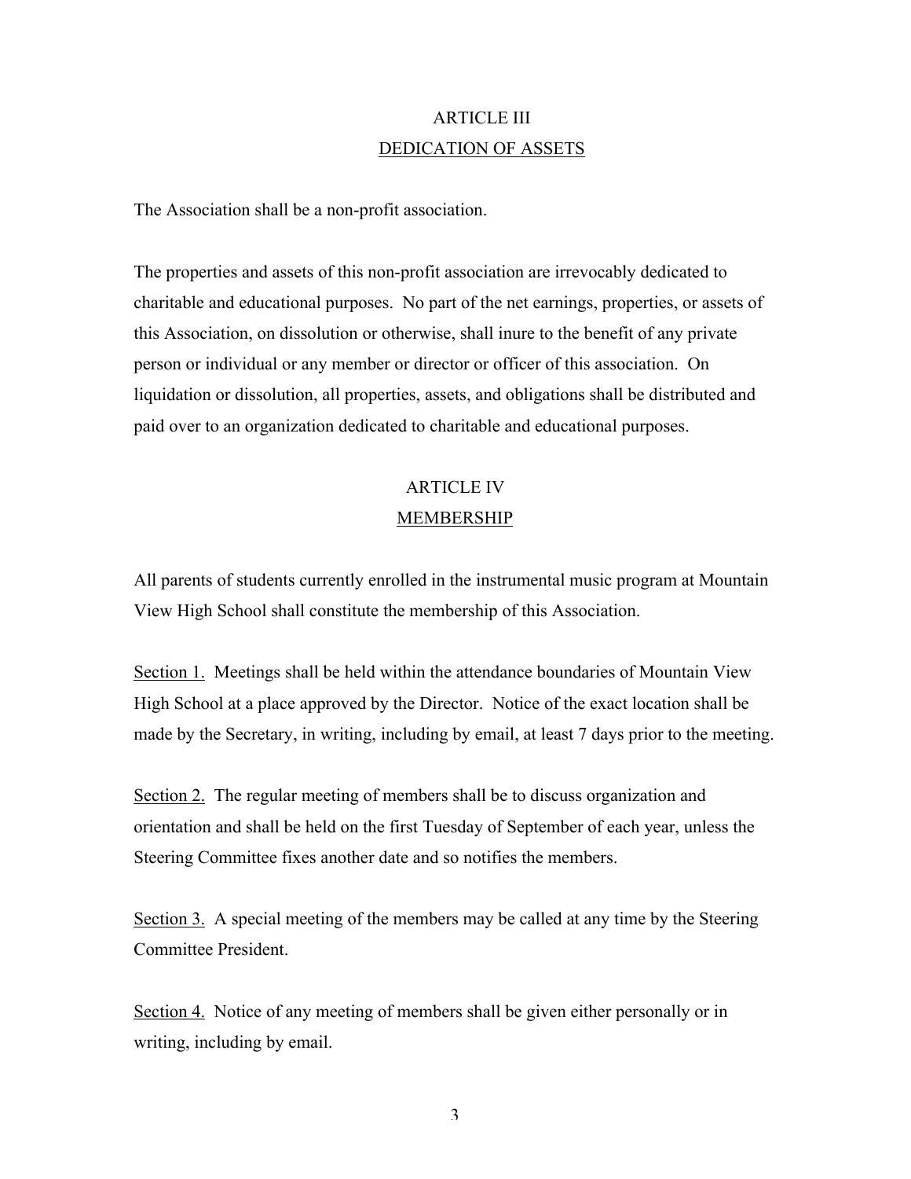## ARTICLE III
## DEDICATION OF ASSETS

The Association shall be a non-profit association.

The properties and assets of this non-profit association are irrevocably dedicated to charitable and educational purposes. No part of the net earnings, properties, or assets of this Association, on dissolution or otherwise, shall inure to the benefit of any private person or individual or any member or director or officer of this association. On liquidation or dissolution, all properties, assets, and obligations shall be distributed and paid over to an organization dedicated to charitable and educational purposes.

## ARTICLE IV
## MEMBERSHIP

All parents of students currently enrolled in the instrumental music program at Mountain View High School shall constitute the membership of this Association.

Section 1. Meetings shall be held within the attendance boundaries of Mountain View High School at a place approved by the Director. Notice of the exact location shall be made by the Secretary, in writing, including by email, at least 7 days prior to the meeting.

Section 2. The regular meeting of members shall be to discuss organization and orientation and shall be held on the first Tuesday of September of each year, unless the Steering Committee fixes another date and so notifies the members.

Section 3. A special meeting of the members may be called at any time by the Steering Committee President.

Section 4. Notice of any meeting of members shall be given either personally or in writing, including by email.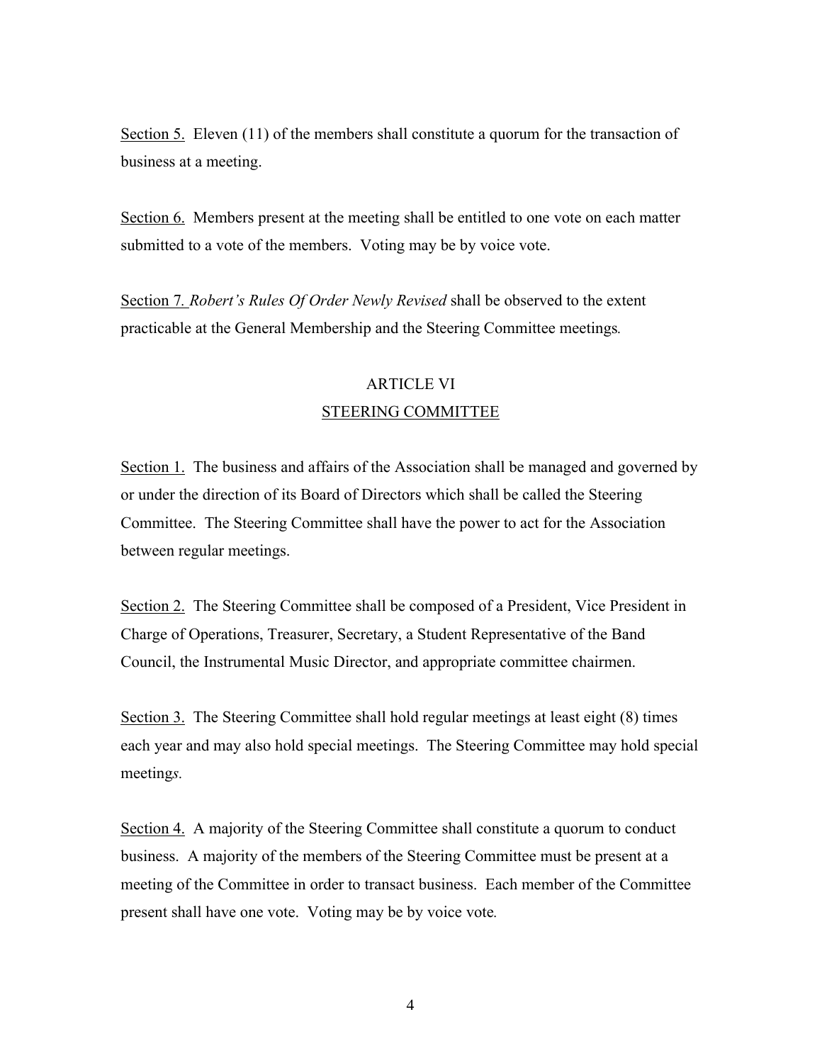Section 5. Eleven (11) of the members shall constitute a quorum for the transaction of business at a meeting.

Section 6. Members present at the meeting shall be entitled to one vote on each matter submitted to a vote of the members. Voting may be by voice vote.

Section 7. *Robert's Rules Of Order Newly Revised* shall be observed to the extent practicable at the General Membership and the Steering Committee meetings.

## ARTICLE VI
## STEERING COMMITTEE

Section 1. The business and affairs of the Association shall be managed and governed by or under the direction of its Board of Directors which shall be called the Steering Committee. The Steering Committee shall have the power to act for the Association between regular meetings.

Section 2. The Steering Committee shall be composed of a President, Vice President in Charge of Operations, Treasurer, Secretary, a Student Representative of the Band Council, the Instrumental Music Director, and appropriate committee chairmen.

Section 3. The Steering Committee shall hold regular meetings at least eight (8) times each year and may also hold special meetings. The Steering Committee may hold special meetings.

Section 4. A majority of the Steering Committee shall constitute a quorum to conduct business. A majority of the members of the Steering Committee must be present at a meeting of the Committee in order to transact business. Each member of the Committee present shall have one vote. Voting may be by voice vote.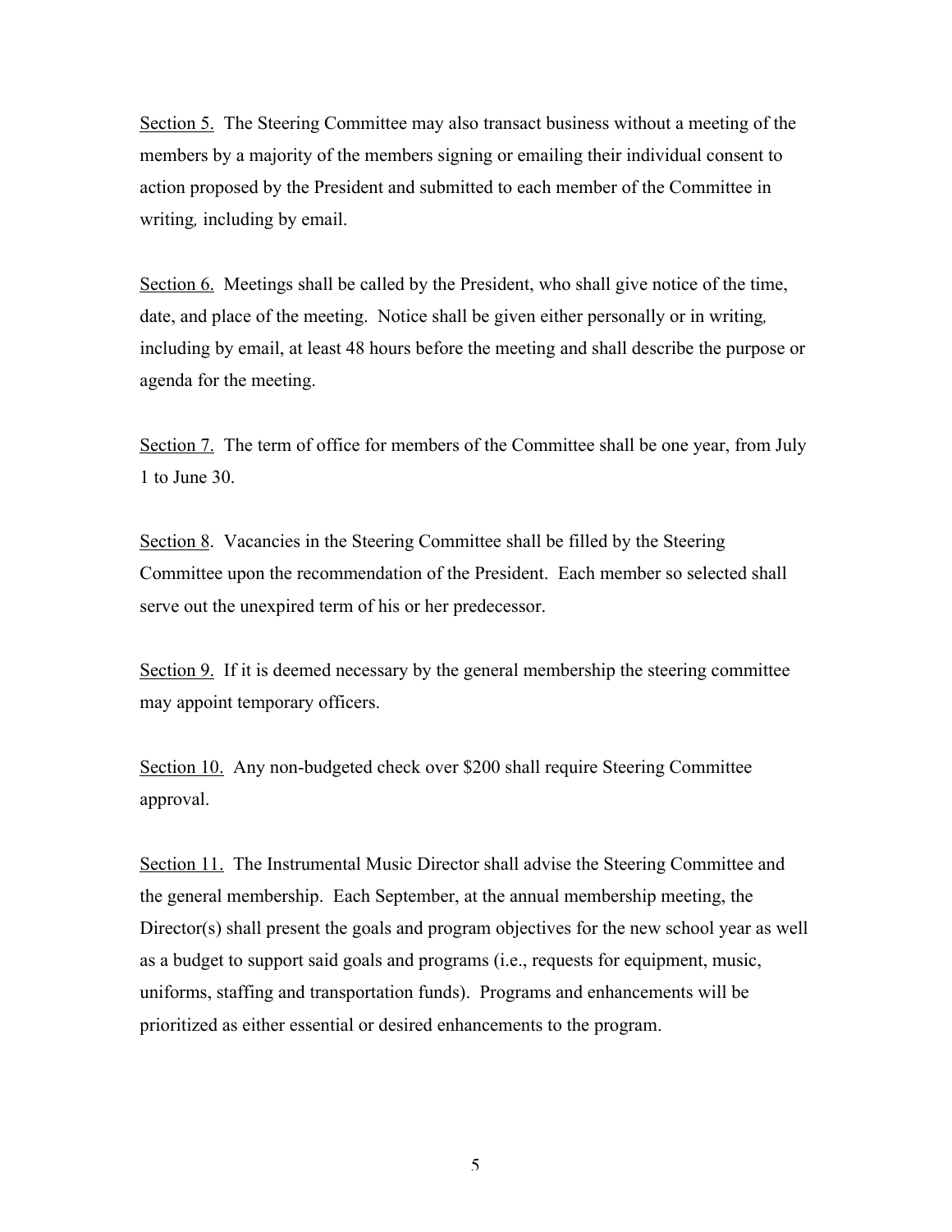<u>Section 5.</u> The Steering Committee may also transact business without a meeting of the members by a majority of the members signing or emailing their individual consent to action proposed by the President and submitted to each member of the Committee in writing, including by email.

<u>Section 6.</u> Meetings shall be called by the President, who shall give notice of the time, date, and place of the meeting. Notice shall be given either personally or in writing, including by email, at least 48 hours before the meeting and shall describe the purpose or agenda for the meeting.

<u>Section 7.</u> The term of office for members of the Committee shall be one year, from July 1 to June 30.

<u>Section 8</u>. Vacancies in the Steering Committee shall be filled by the Steering Committee upon the recommendation of the President. Each member so selected shall serve out the unexpired term of his or her predecessor.

<u>Section 9.</u> If it is deemed necessary by the general membership the steering committee may appoint temporary officers.

<u>Section 10.</u> Any non-budgeted check over $200 shall require Steering Committee approval.

<u>Section 11.</u> The Instrumental Music Director shall advise the Steering Committee and the general membership. Each September, at the annual membership meeting, the Director(s) shall present the goals and program objectives for the new school year as well as a budget to support said goals and programs (i.e., requests for equipment, music, uniforms, staffing and transportation funds). Programs and enhancements will be prioritized as either essential or desired enhancements to the program.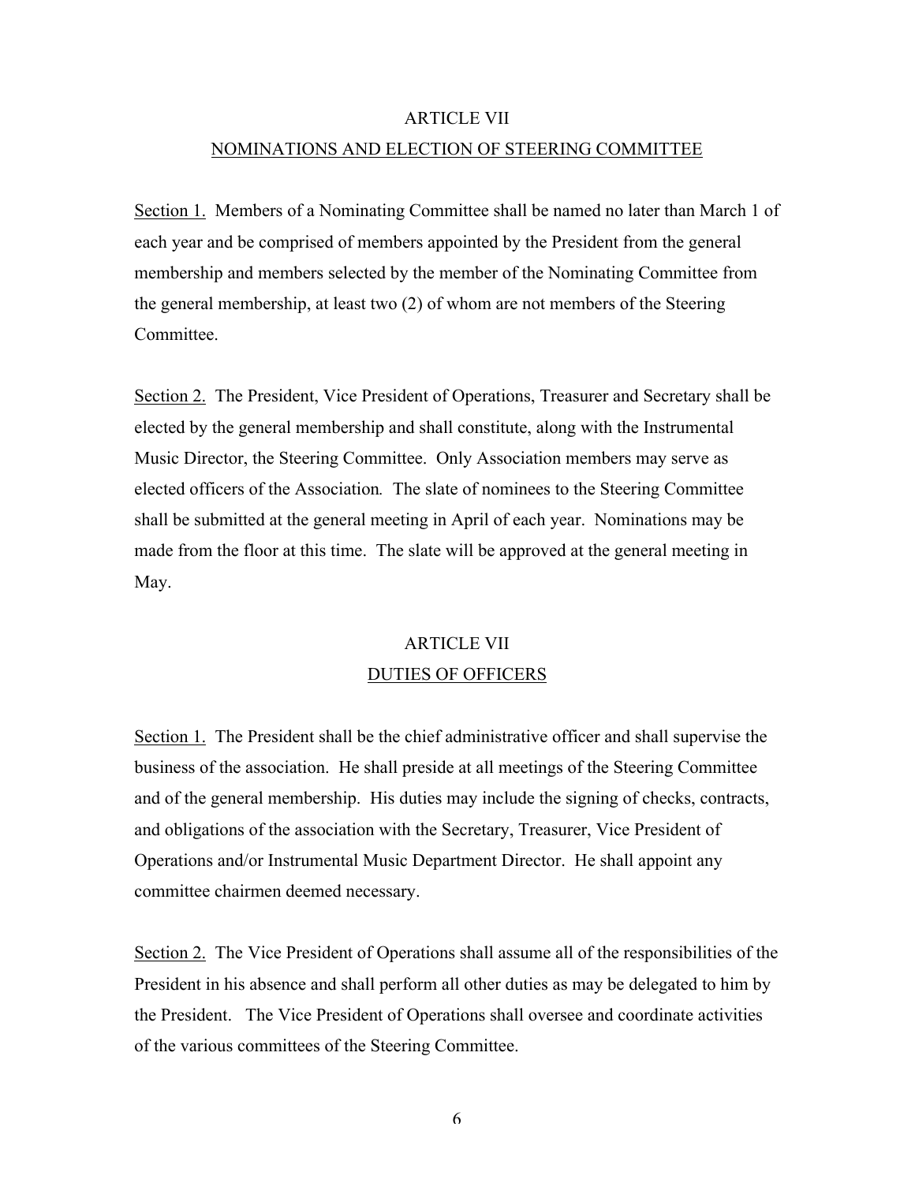## ARTICLE VII

## NOMINATIONS AND ELECTION OF STEERING COMMITTEE

Section 1. Members of a Nominating Committee shall be named no later than March 1 of each year and be comprised of members appointed by the President from the general membership and members selected by the member of the Nominating Committee from the general membership, at least two (2) of whom are not members of the Steering Committee.

Section 2. The President, Vice President of Operations, Treasurer and Secretary shall be elected by the general membership and shall constitute, along with the Instrumental Music Director, the Steering Committee. Only Association members may serve as elected officers of the Association*.* The slate of nominees to the Steering Committee shall be submitted at the general meeting in April of each year. Nominations may be made from the floor at this time. The slate will be approved at the general meeting in May.

## ARTICLE VII

## DUTIES OF OFFICERS

Section 1. The President shall be the chief administrative officer and shall supervise the business of the association. He shall preside at all meetings of the Steering Committee and of the general membership. His duties may include the signing of checks, contracts, and obligations of the association with the Secretary, Treasurer, Vice President of Operations and/or Instrumental Music Department Director. He shall appoint any committee chairmen deemed necessary.

Section 2. The Vice President of Operations shall assume all of the responsibilities of the President in his absence and shall perform all other duties as may be delegated to him by the President. The Vice President of Operations shall oversee and coordinate activities of the various committees of the Steering Committee.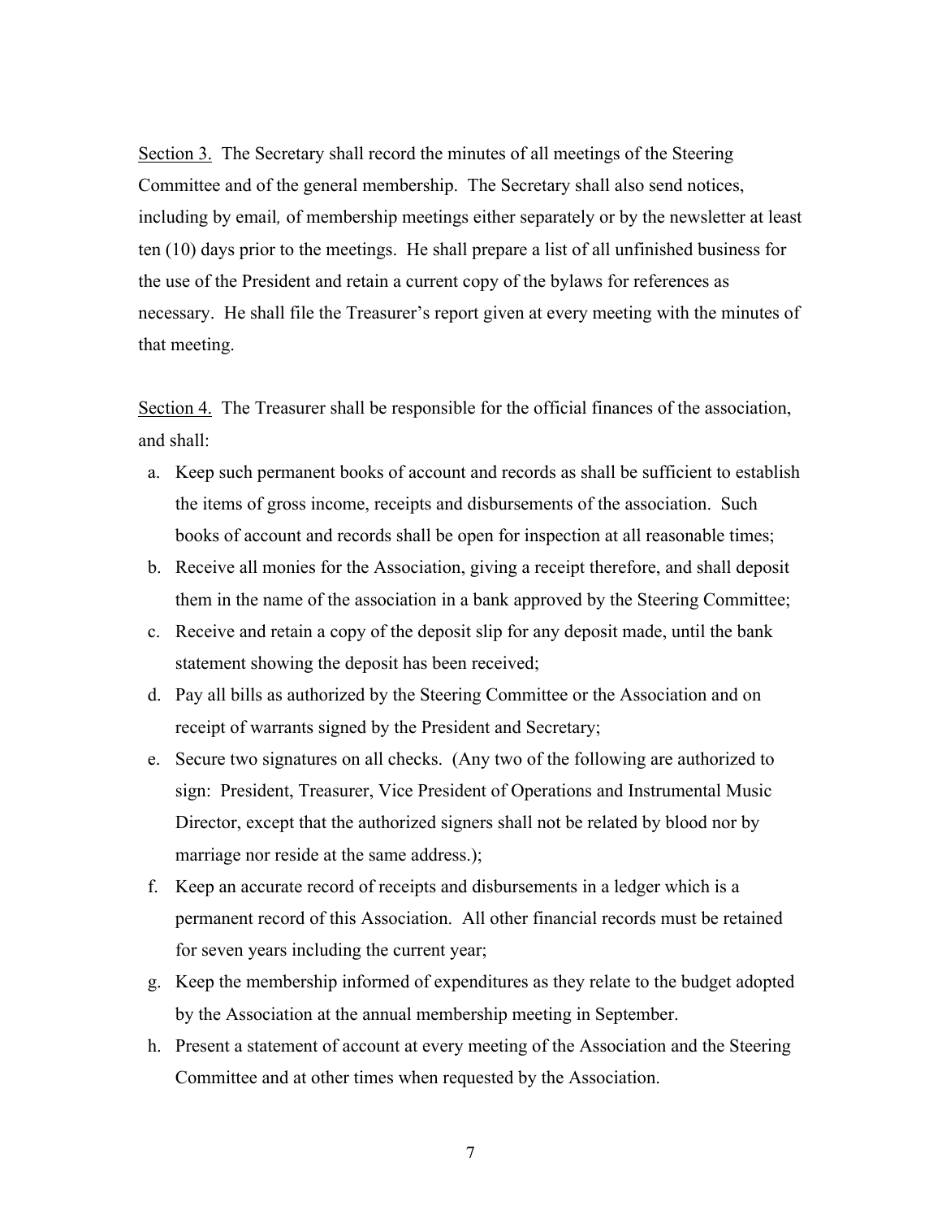Section 3. The Secretary shall record the minutes of all meetings of the Steering Committee and of the general membership. The Secretary shall also send notices, including by email*,* of membership meetings either separately or by the newsletter at least ten (10) days prior to the meetings. He shall prepare a list of all unfinished business for the use of the President and retain a current copy of the bylaws for references as necessary. He shall file the Treasurer's report given at every meeting with the minutes of that meeting.

Section 4. The Treasurer shall be responsible for the official finances of the association, and shall:

a. Keep such permanent books of account and records as shall be sufficient to establish the items of gross income, receipts and disbursements of the association. Such books of account and records shall be open for inspection at all reasonable times;
b. Receive all monies for the Association, giving a receipt therefore, and shall deposit them in the name of the association in a bank approved by the Steering Committee;
c. Receive and retain a copy of the deposit slip for any deposit made, until the bank statement showing the deposit has been received;
d. Pay all bills as authorized by the Steering Committee or the Association and on receipt of warrants signed by the President and Secretary;
e. Secure two signatures on all checks. (Any two of the following are authorized to sign: President, Treasurer, Vice President of Operations and Instrumental Music Director, except that the authorized signers shall not be related by blood nor by marriage nor reside at the same address.);
f. Keep an accurate record of receipts and disbursements in a ledger which is a permanent record of this Association. All other financial records must be retained for seven years including the current year;
g. Keep the membership informed of expenditures as they relate to the budget adopted by the Association at the annual membership meeting in September.
h. Present a statement of account at every meeting of the Association and the Steering Committee and at other times when requested by the Association.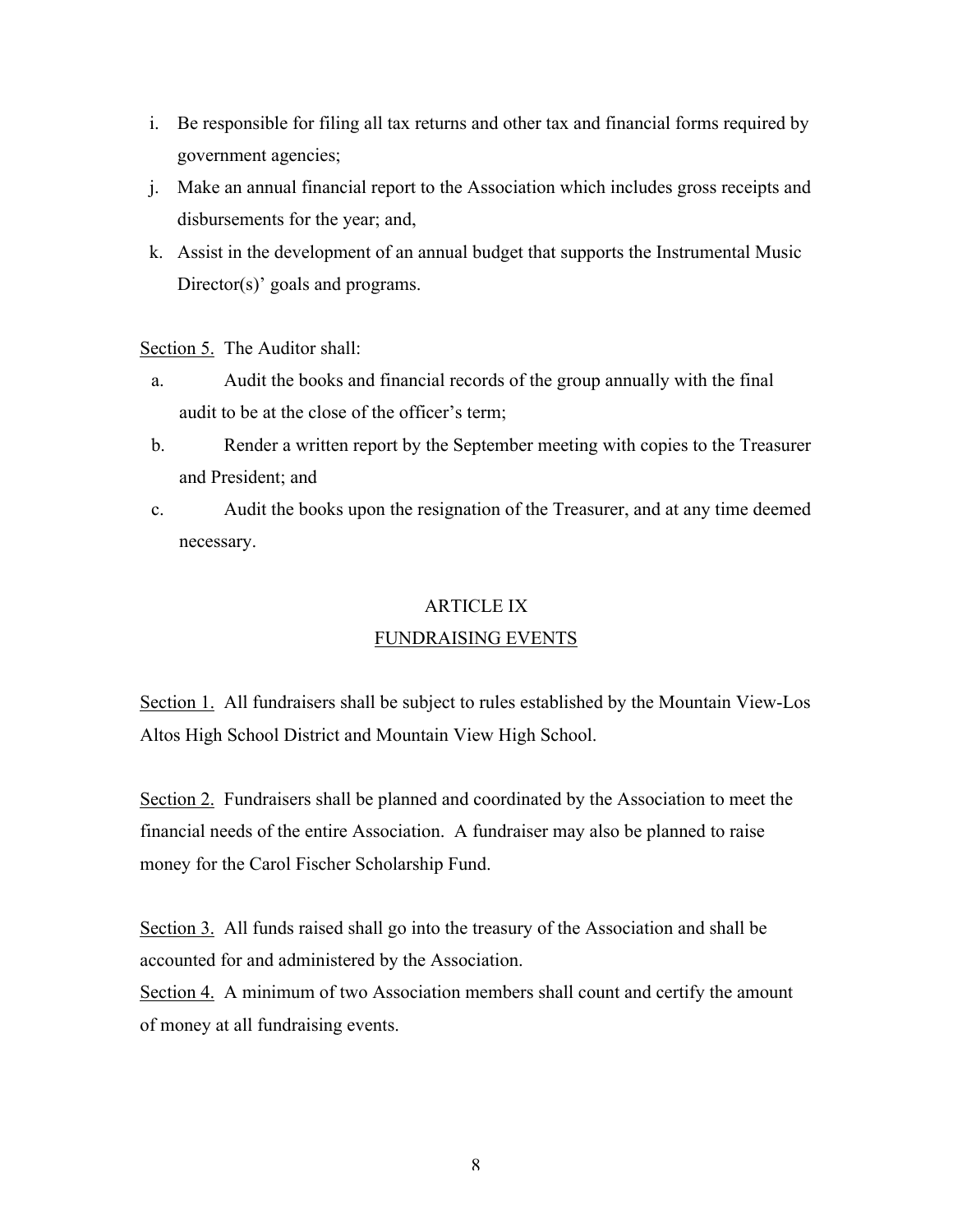i. Be responsible for filing all tax returns and other tax and financial forms required by government agencies;
j. Make an annual financial report to the Association which includes gross receipts and disbursements for the year; and,
k. Assist in the development of an annual budget that supports the Instrumental Music Director(s)' goals and programs.

Section 5. The Auditor shall:

a. Audit the books and financial records of the group annually with the final audit to be at the close of the officer's term;
b. Render a written report by the September meeting with copies to the Treasurer and President; and
c. Audit the books upon the resignation of the Treasurer, and at any time deemed necessary.

## ARTICLE IX
## FUNDRAISING EVENTS

Section 1. All fundraisers shall be subject to rules established by the Mountain View-Los Altos High School District and Mountain View High School.

Section 2. Fundraisers shall be planned and coordinated by the Association to meet the financial needs of the entire Association. A fundraiser may also be planned to raise money for the Carol Fischer Scholarship Fund.

Section 3. All funds raised shall go into the treasury of the Association and shall be accounted for and administered by the Association.

Section 4. A minimum of two Association members shall count and certify the amount of money at all fundraising events.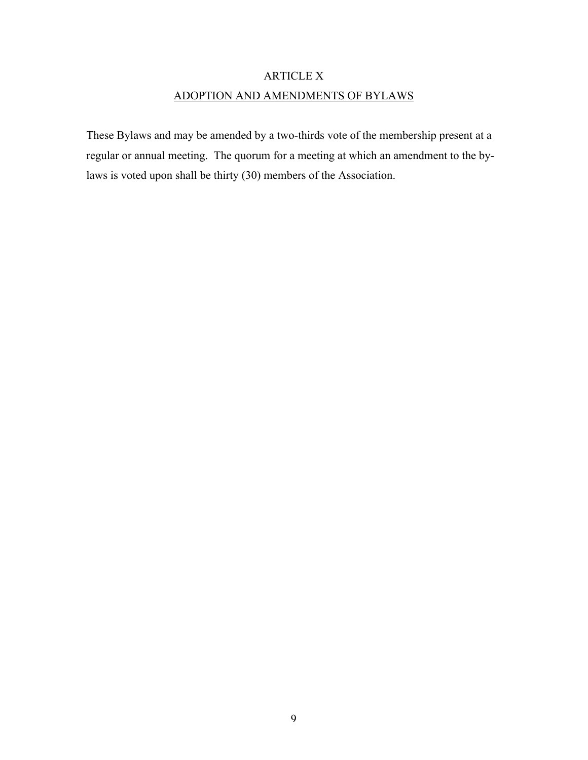# ARTICLE X
## ADOPTION AND AMENDMENTS OF BYLAWS

These Bylaws and may be amended by a two-thirds vote of the membership present at a regular or annual meeting. The quorum for a meeting at which an amendment to the by-laws is voted upon shall be thirty (30) members of the Association.